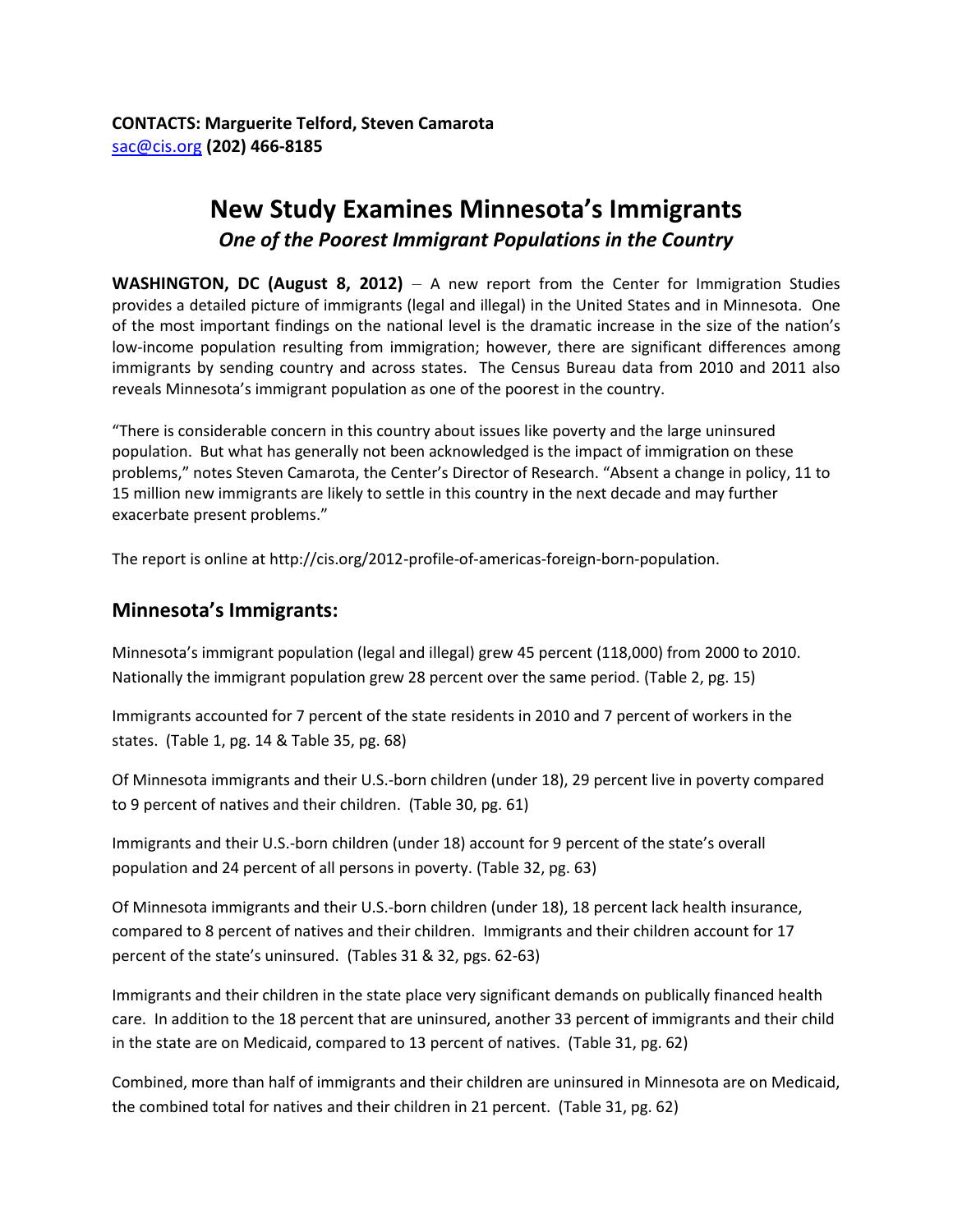**CONTACTS: Marguerite Telford, Steven Camarota**
sac@cis.org **(202) 466-8185**

# New Study Examines Minnesota's Immigrants

## *One of the Poorest Immigrant Populations in the Country*

**WASHINGTON, DC (August 8, 2012)** – A new report from the Center for Immigration Studies provides a detailed picture of immigrants (legal and illegal) in the United States and in Minnesota. One of the most important findings on the national level is the dramatic increase in the size of the nation's low-income population resulting from immigration; however, there are significant differences among immigrants by sending country and across states. The Census Bureau data from 2010 and 2011 also reveals Minnesota's immigrant population as one of the poorest in the country.

"There is considerable concern in this country about issues like poverty and the large uninsured population. But what has generally not been acknowledged is the impact of immigration on these problems," notes Steven Camarota, the Center's Director of Research. "Absent a change in policy, 11 to 15 million new immigrants are likely to settle in this country in the next decade and may further exacerbate present problems."

The report is online at http://cis.org/2012-profile-of-americas-foreign-born-population.

## Minnesota's Immigrants:

Minnesota's immigrant population (legal and illegal) grew 45 percent (118,000) from 2000 to 2010. Nationally the immigrant population grew 28 percent over the same period. (Table 2, pg. 15)

Immigrants accounted for 7 percent of the state residents in 2010 and 7 percent of workers in the states. (Table 1, pg. 14 & Table 35, pg. 68)

Of Minnesota immigrants and their U.S.-born children (under 18), 29 percent live in poverty compared to 9 percent of natives and their children. (Table 30, pg. 61)

Immigrants and their U.S.-born children (under 18) account for 9 percent of the state's overall population and 24 percent of all persons in poverty. (Table 32, pg. 63)

Of Minnesota immigrants and their U.S.-born children (under 18), 18 percent lack health insurance, compared to 8 percent of natives and their children. Immigrants and their children account for 17 percent of the state's uninsured. (Tables 31 & 32, pgs. 62-63)

Immigrants and their children in the state place very significant demands on publically financed health care. In addition to the 18 percent that are uninsured, another 33 percent of immigrants and their child in the state are on Medicaid, compared to 13 percent of natives. (Table 31, pg. 62)

Combined, more than half of immigrants and their children are uninsured in Minnesota are on Medicaid, the combined total for natives and their children in 21 percent. (Table 31, pg. 62)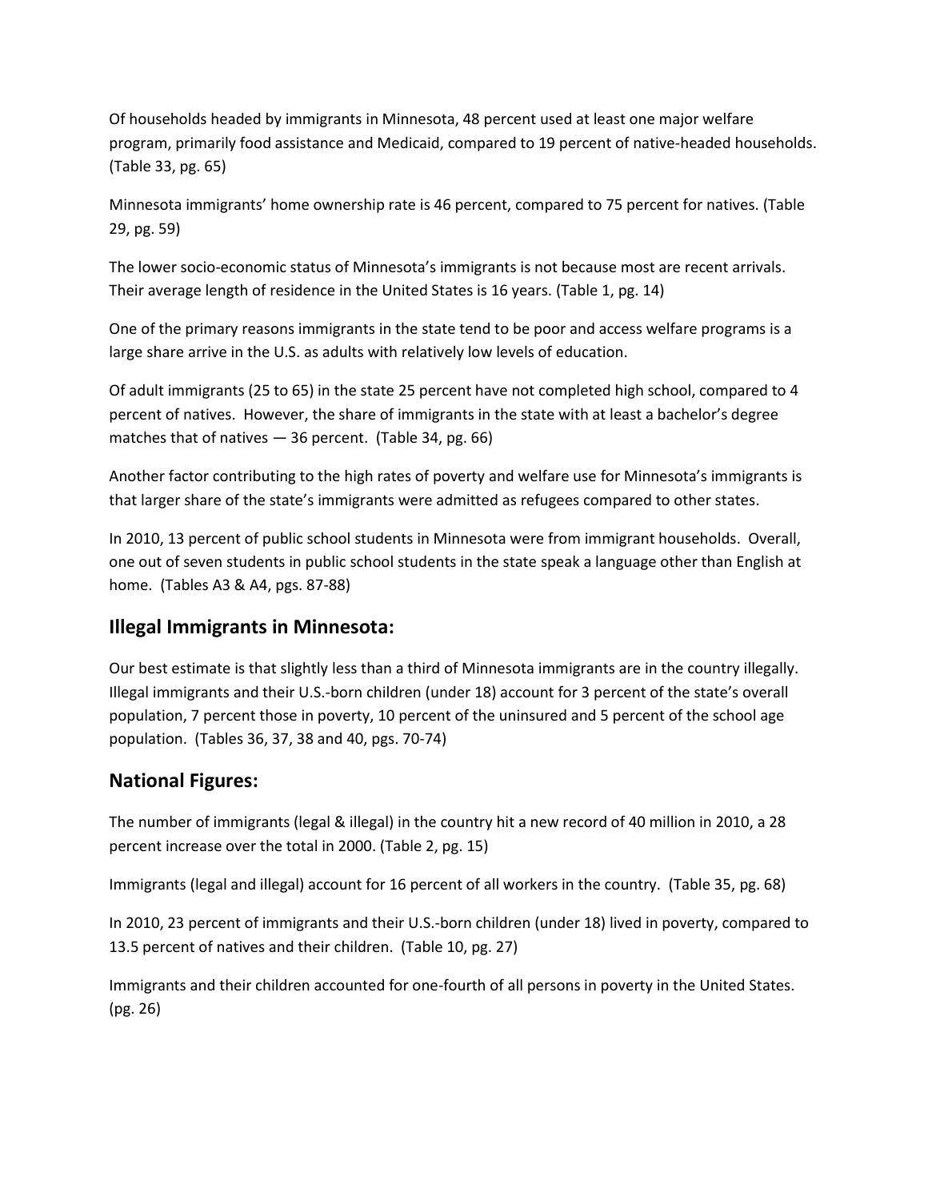Of households headed by immigrants in Minnesota, 48 percent used at least one major welfare program, primarily food assistance and Medicaid, compared to 19 percent of native-headed households. (Table 33, pg. 65)

Minnesota immigrants' home ownership rate is 46 percent, compared to 75 percent for natives. (Table 29, pg. 59)

The lower socio-economic status of Minnesota's immigrants is not because most are recent arrivals. Their average length of residence in the United States is 16 years. (Table 1, pg. 14)

One of the primary reasons immigrants in the state tend to be poor and access welfare programs is a large share arrive in the U.S. as adults with relatively low levels of education.

Of adult immigrants (25 to 65) in the state 25 percent have not completed high school, compared to 4 percent of natives. However, the share of immigrants in the state with at least a bachelor's degree matches that of natives — 36 percent. (Table 34, pg. 66)

Another factor contributing to the high rates of poverty and welfare use for Minnesota's immigrants is that larger share of the state's immigrants were admitted as refugees compared to other states.

In 2010, 13 percent of public school students in Minnesota were from immigrant households. Overall, one out of seven students in public school students in the state speak a language other than English at home. (Tables A3 & A4, pgs. 87-88)

## Illegal Immigrants in Minnesota:

Our best estimate is that slightly less than a third of Minnesota immigrants are in the country illegally. Illegal immigrants and their U.S.-born children (under 18) account for 3 percent of the state's overall population, 7 percent those in poverty, 10 percent of the uninsured and 5 percent of the school age population. (Tables 36, 37, 38 and 40, pgs. 70-74)

## National Figures:

The number of immigrants (legal & illegal) in the country hit a new record of 40 million in 2010, a 28 percent increase over the total in 2000. (Table 2, pg. 15)

Immigrants (legal and illegal) account for 16 percent of all workers in the country. (Table 35, pg. 68)

In 2010, 23 percent of immigrants and their U.S.-born children (under 18) lived in poverty, compared to 13.5 percent of natives and their children. (Table 10, pg. 27)

Immigrants and their children accounted for one-fourth of all persons in poverty in the United States. (pg. 26)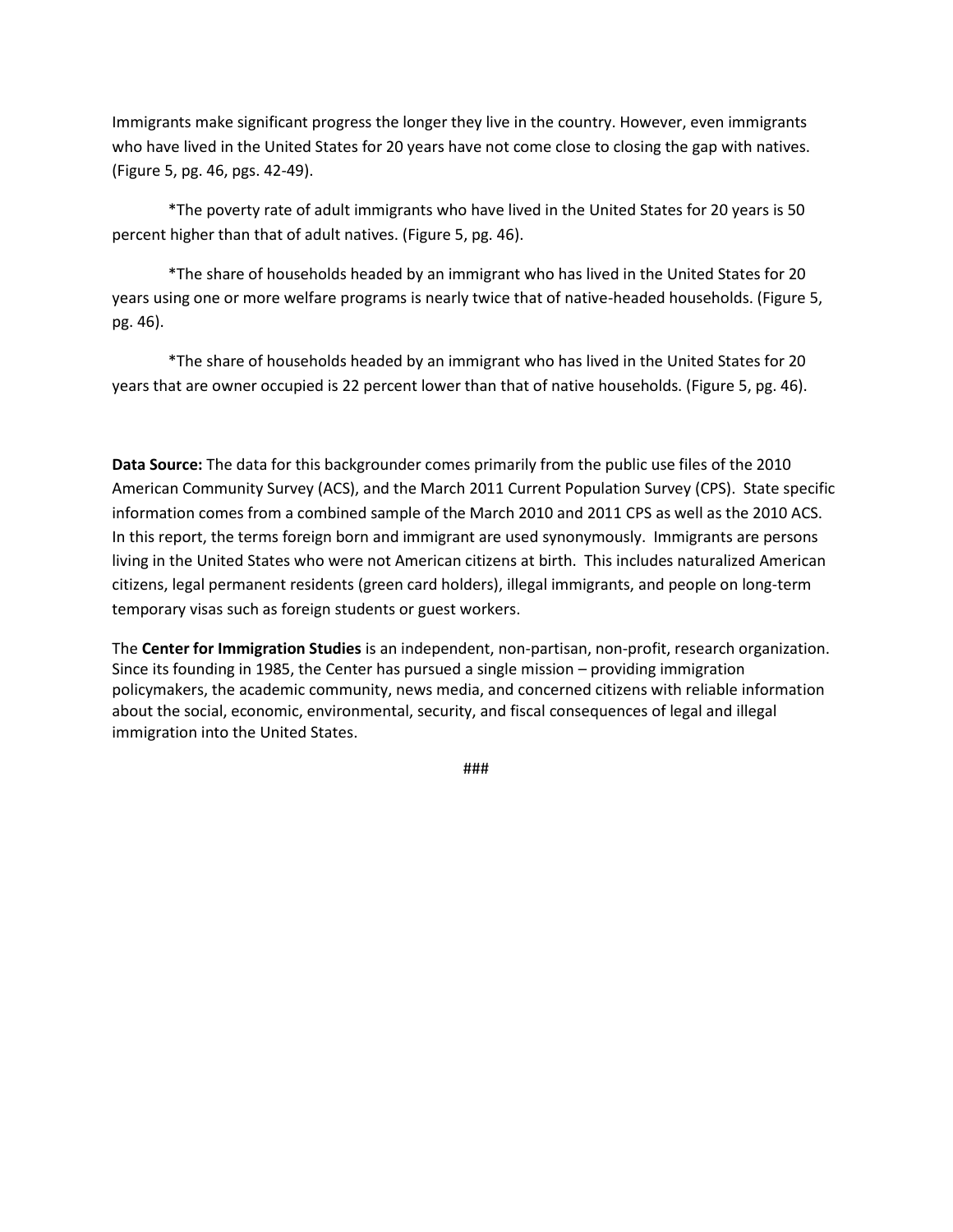Immigrants make significant progress the longer they live in the country. However, even immigrants who have lived in the United States for 20 years have not come close to closing the gap with natives. (Figure 5, pg. 46, pgs. 42-49).

*The poverty rate of adult immigrants who have lived in the United States for 20 years is 50 percent higher than that of adult natives. (Figure 5, pg. 46).

*The share of households headed by an immigrant who has lived in the United States for 20 years using one or more welfare programs is nearly twice that of native-headed households. (Figure 5, pg. 46).

*The share of households headed by an immigrant who has lived in the United States for 20 years that are owner occupied is 22 percent lower than that of native households. (Figure 5, pg. 46).

**Data Source:** The data for this backgrounder comes primarily from the public use files of the 2010 American Community Survey (ACS), and the March 2011 Current Population Survey (CPS). State specific information comes from a combined sample of the March 2010 and 2011 CPS as well as the 2010 ACS. In this report, the terms foreign born and immigrant are used synonymously. Immigrants are persons living in the United States who were not American citizens at birth. This includes naturalized American citizens, legal permanent residents (green card holders), illegal immigrants, and people on long-term temporary visas such as foreign students or guest workers.

The **Center for Immigration Studies** is an independent, non-partisan, non-profit, research organization. Since its founding in 1985, the Center has pursued a single mission – providing immigration policymakers, the academic community, news media, and concerned citizens with reliable information about the social, economic, environmental, security, and fiscal consequences of legal and illegal immigration into the United States.

###